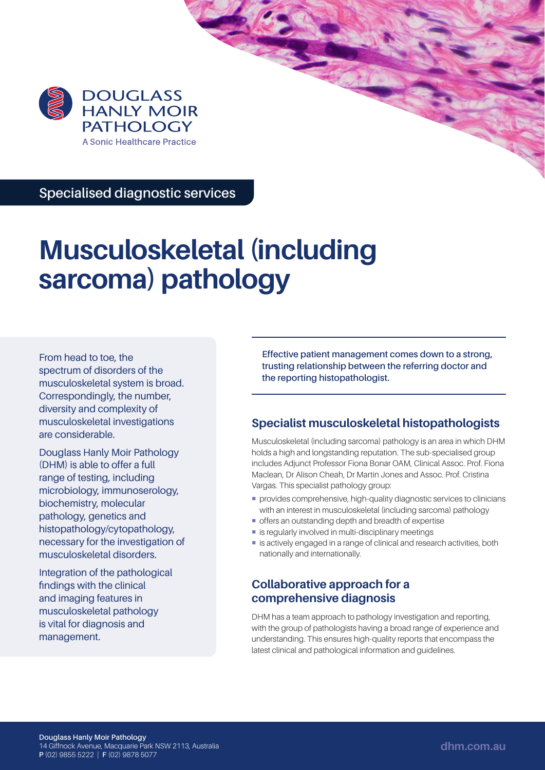DOUGLASS HANLY MOIR PATHOLOGY

A Sonic Healthcare Practice

Specialised diagnostic services

# Musculoskeletal (including sarcoma) pathology

From head to toe, the spectrum of disorders of the musculoskeletal system is broad. Correspondingly, the number, diversity and complexity of musculoskeletal investigations are considerable.

Douglass Hanly Moir Pathology (DHM) is able to offer a full range of testing, including microbiology, immunoserology, biochemistry, molecular pathology, genetics and histopathology/cytopathology, necessary for the investigation of musculoskeletal disorders.

Integration of the pathological findings with the clinical and imaging features in musculoskeletal pathology is vital for diagnosis and management.

**Effective patient management comes down to a strong, trusting relationship between the referring doctor and the reporting histopathologist.**

## Specialist musculoskeletal histopathologists

Musculoskeletal (including sarcoma) pathology is an area in which DHM holds a high and longstanding reputation. The sub-specialised group includes Adjunct Professor Fiona Bonar OAM, Clinical Assoc. Prof. Fiona Maclean, Dr Alison Cheah, Dr Martin Jones and Assoc. Prof. Cristina Vargas. This specialist pathology group:

- provides comprehensive, high-quality diagnostic services to clinicians with an interest in musculoskeletal (including sarcoma) pathology
- offers an outstanding depth and breadth of expertise
- is regularly involved in multi-disciplinary meetings
- is actively engaged in a range of clinical and research activities, both nationally and internationally.

## Collaborative approach for a comprehensive diagnosis

DHM has a team approach to pathology investigation and reporting, with the group of pathologists having a broad range of experience and understanding. This ensures high-quality reports that encompass the latest clinical and pathological information and guidelines.

**Douglass Hanly Moir Pathology**
14 Giffnock Avenue, Macquarie Park NSW 2113, Australia
**P** (02) 9855 5222 | **F** (02) 9878 5077

dhm.com.au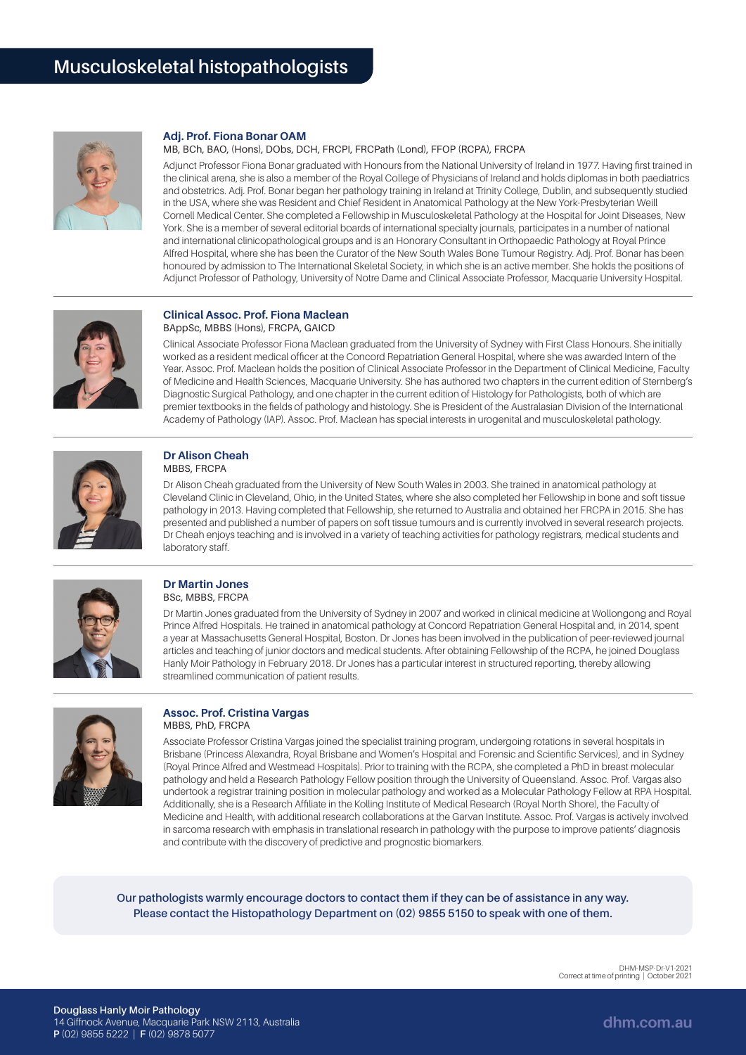# Musculoskeletal histopathologists

### Adj. Prof. Fiona Bonar OAM

MB, BCh, BAO, (Hons), DObs, DCH, FRCPI, FRCPath (Lond), FFOP (RCPA), FRCPA

Adjunct Professor Fiona Bonar graduated with Honours from the National University of Ireland in 1977. Having first trained in the clinical arena, she is also a member of the Royal College of Physicians of Ireland and holds diplomas in both paediatrics and obstetrics. Adj. Prof. Bonar began her pathology training in Ireland at Trinity College, Dublin, and subsequently studied in the USA, where she was Resident and Chief Resident in Anatomical Pathology at the New York-Presbyterian Weill Cornell Medical Center. She completed a Fellowship in Musculoskeletal Pathology at the Hospital for Joint Diseases, New York. She is a member of several editorial boards of international specialty journals, participates in a number of national and international clinicopathological groups and is an Honorary Consultant in Orthopaedic Pathology at Royal Prince Alfred Hospital, where she has been the Curator of the New South Wales Bone Tumour Registry. Adj. Prof. Bonar has been honoured by admission to The International Skeletal Society, in which she is an active member. She holds the positions of Adjunct Professor of Pathology, University of Notre Dame and Clinical Associate Professor, Macquarie University Hospital.

---

### Clinical Assoc. Prof. Fiona Maclean

BAppSc, MBBS (Hons), FRCPA, GAICD

Clinical Associate Professor Fiona Maclean graduated from the University of Sydney with First Class Honours. She initially worked as a resident medical officer at the Concord Repatriation General Hospital, where she was awarded Intern of the Year. Assoc. Prof. Maclean holds the position of Clinical Associate Professor in the Department of Clinical Medicine, Faculty of Medicine and Health Sciences, Macquarie University. She has authored two chapters in the current edition of Sternberg's Diagnostic Surgical Pathology, and one chapter in the current edition of Histology for Pathologists, both of which are premier textbooks in the fields of pathology and histology. She is President of the Australasian Division of the International Academy of Pathology (IAP). Assoc. Prof. Maclean has special interests in urogenital and musculoskeletal pathology.

---

### Dr Alison Cheah

MBBS, FRCPA

Dr Alison Cheah graduated from the University of New South Wales in 2003. She trained in anatomical pathology at Cleveland Clinic in Cleveland, Ohio, in the United States, where she also completed her Fellowship in bone and soft tissue pathology in 2013. Having completed that Fellowship, she returned to Australia and obtained her FRCPA in 2015. She has presented and published a number of papers on soft tissue tumours and is currently involved in several research projects. Dr Cheah enjoys teaching and is involved in a variety of teaching activities for pathology registrars, medical students and laboratory staff.

---

### Dr Martin Jones

BSc, MBBS, FRCPA

Dr Martin Jones graduated from the University of Sydney in 2007 and worked in clinical medicine at Wollongong and Royal Prince Alfred Hospitals. He trained in anatomical pathology at Concord Repatriation General Hospital and, in 2014, spent a year at Massachusetts General Hospital, Boston. Dr Jones has been involved in the publication of peer-reviewed journal articles and teaching of junior doctors and medical students. After obtaining Fellowship of the RCPA, he joined Douglass Hanly Moir Pathology in February 2018. Dr Jones has a particular interest in structured reporting, thereby allowing streamlined communication of patient results.

---

### Assoc. Prof. Cristina Vargas

MBBS, PhD, FRCPA

Associate Professor Cristina Vargas joined the specialist training program, undergoing rotations in several hospitals in Brisbane (Princess Alexandra, Royal Brisbane and Women's Hospital and Forensic and Scientific Services), and in Sydney (Royal Prince Alfred and Westmead Hospitals). Prior to training with the RCPA, she completed a PhD in breast molecular pathology and held a Research Pathology Fellow position through the University of Queensland. Assoc. Prof. Vargas also undertook a registrar training position in molecular pathology and worked as a Molecular Pathology Fellow at RPA Hospital. Additionally, she is a Research Affiliate in the Kolling Institute of Medical Research (Royal North Shore), the Faculty of Medicine and Health, with additional research collaborations at the Garvan Institute. Assoc. Prof. Vargas is actively involved in sarcoma research with emphasis in translational research in pathology with the purpose to improve patients' diagnosis and contribute with the discovery of predictive and prognostic biomarkers.

---

**Our pathologists warmly encourage doctors to contact them if they can be of assistance in any way. Please contact the Histopathology Department on (02) 9855 5150 to speak with one of them.**

DHM-MSP-Dr-V1-2021
Correct at time of printing | October 2021

**Douglass Hanly Moir Pathology**
14 Giffnock Avenue, Macquarie Park NSW 2113, Australia
**P** (02) 9855 5222 | **F** (02) 9878 5077

dhm.com.au